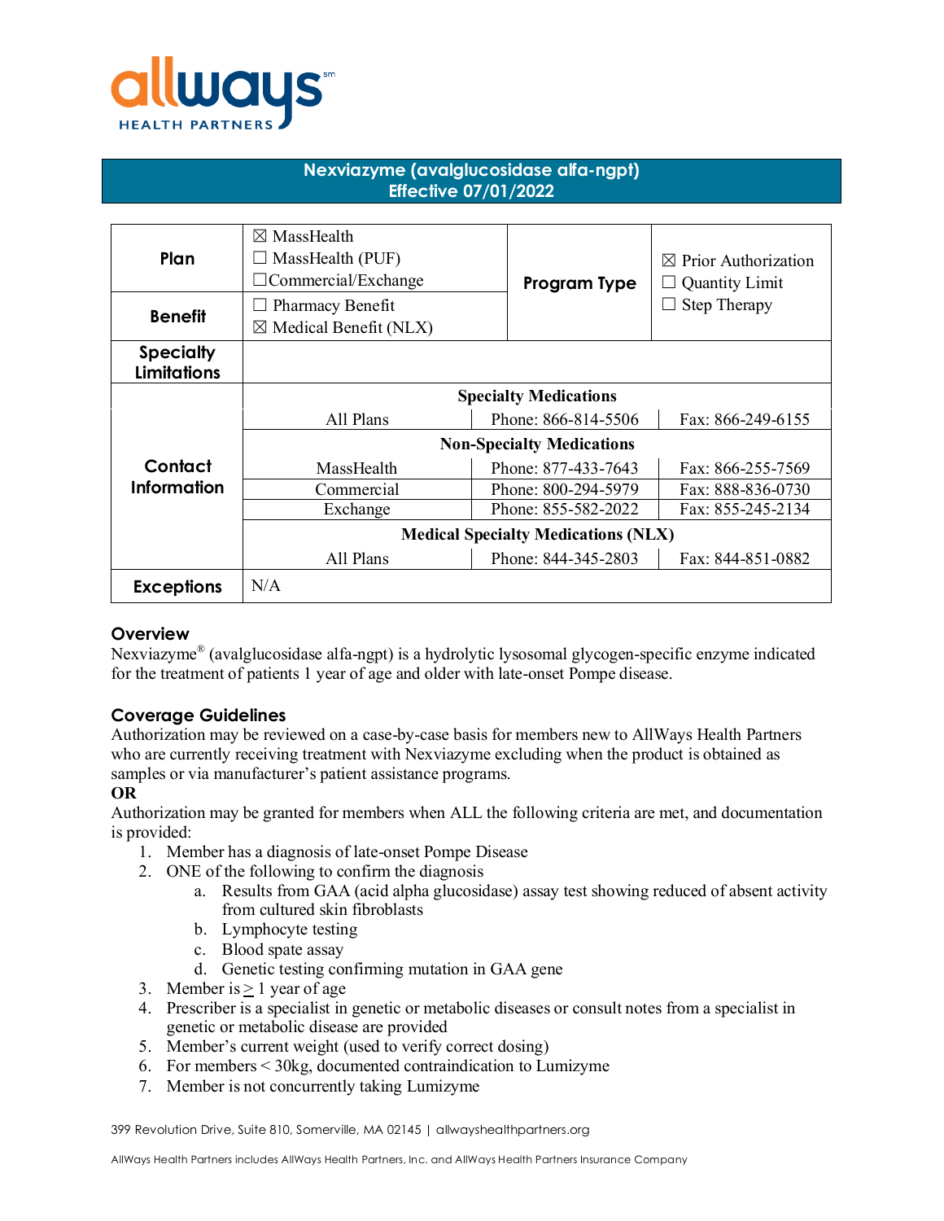# Nexviazyme (avalglucosidase alfa-ngpt)
## Effective 07/01/2022

| | | | |
|---|---|---|---|
| **Plan** | ☒ MassHealth<br>☐ MassHealth (PUF)<br>☐Commercial/Exchange | **Program Type** | ☒ Prior Authorization<br>☐ Quantity Limit<br>☐ Step Therapy |
| **Benefit** | ☐ Pharmacy Benefit<br>☒ Medical Benefit (NLX) | | |
| **Specialty Limitations** | | | |

| **Contact Information** | | | |
|---|---|---|---|
| | **Specialty Medications** | | |
| | All Plans | Phone: 866-814-5506 | Fax: 866-249-6155 |
| | **Non-Specialty Medications** | | |
| | MassHealth | Phone: 877-433-7643 | Fax: 866-255-7569 |
| | Commercial | Phone: 800-294-5979 | Fax: 888-836-0730 |
| | Exchange | Phone: 855-582-2022 | Fax: 855-245-2134 |
| | **Medical Specialty Medications (NLX)** | | |
| | All Plans | Phone: 844-345-2803 | Fax: 844-851-0882 |
| **Exceptions** | N/A | | |

## Overview

Nexviazyme® (avalglucosidase alfa-ngpt) is a hydrolytic lysosomal glycogen-specific enzyme indicated for the treatment of patients 1 year of age and older with late-onset Pompe disease.

## Coverage Guidelines

Authorization may be reviewed on a case-by-case basis for members new to AllWays Health Partners who are currently receiving treatment with Nexviazyme excluding when the product is obtained as samples or via manufacturer's patient assistance programs.

**OR**

Authorization may be granted for members when ALL the following criteria are met, and documentation is provided:

1. Member has a diagnosis of late-onset Pompe Disease
2. ONE of the following to confirm the diagnosis
   a. Results from GAA (acid alpha glucosidase) assay test showing reduced of absent activity from cultured skin fibroblasts
   b. Lymphocyte testing
   c. Blood spate assay
   d. Genetic testing confirming mutation in GAA gene
3. Member is ≥ 1 year of age
4. Prescriber is a specialist in genetic or metabolic diseases or consult notes from a specialist in genetic or metabolic disease are provided
5. Member's current weight (used to verify correct dosing)
6. For members < 30kg, documented contraindication to Lumizyme
7. Member is not concurrently taking Lumizyme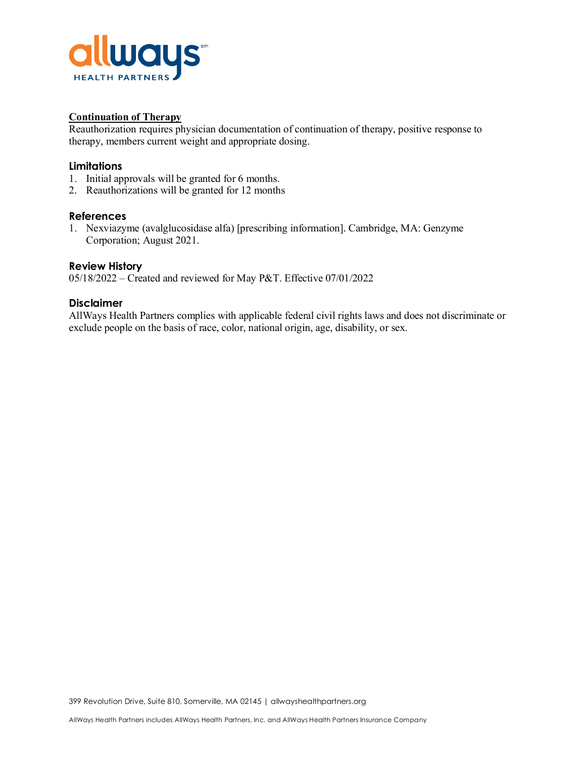**Continuation of Therapy**

Reauthorization requires physician documentation of continuation of therapy, positive response to therapy, members current weight and appropriate dosing.

## Limitations

1. Initial approvals will be granted for 6 months.
2. Reauthorizations will be granted for 12 months

## References

1. Nexviazyme (avalglucosidase alfa) [prescribing information]. Cambridge, MA: Genzyme Corporation; August 2021.

## Review History

05/18/2022 – Created and reviewed for May P&T. Effective 07/01/2022

## Disclaimer

AllWays Health Partners complies with applicable federal civil rights laws and does not discriminate or exclude people on the basis of race, color, national origin, age, disability, or sex.